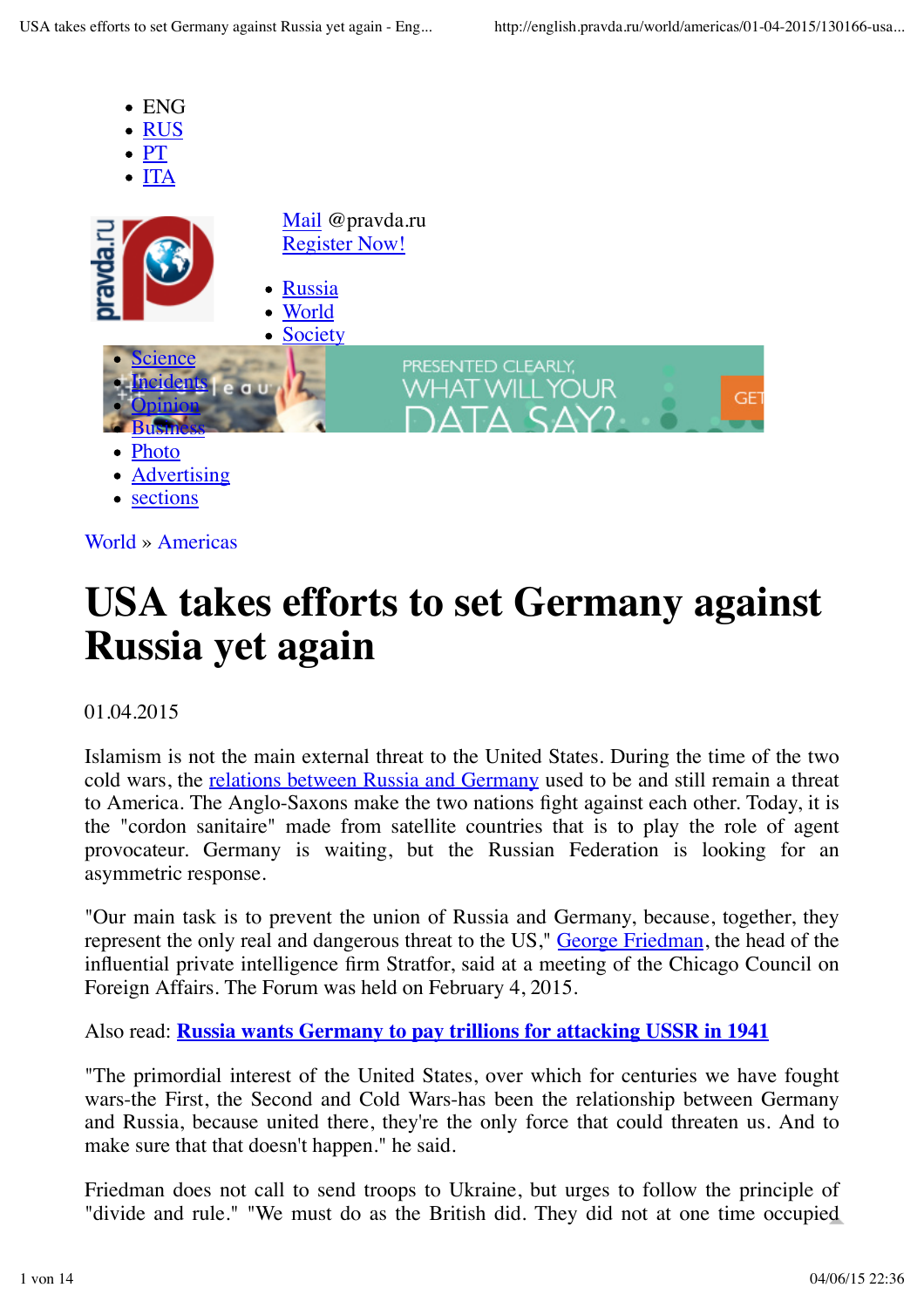- ENG
- RUS
- PT
- ITA

Mail @pravda.ru
Register Now!

- Russia
- World
- Society
- Science
- Incidents
- Opinion
- Business
- Photo
- Advertising
- sections

World » Americas

# USA takes efforts to set Germany against Russia yet again

01.04.2015

Islamism is not the main external threat to the United States. During the time of the two cold wars, the relations between Russia and Germany used to be and still remain a threat to America. The Anglo-Saxons make the two nations fight against each other. Today, it is the "cordon sanitaire" made from satellite countries that is to play the role of agent provocateur. Germany is waiting, but the Russian Federation is looking for an asymmetric response.

"Our main task is to prevent the union of Russia and Germany, because, together, they represent the only real and dangerous threat to the US," George Friedman, the head of the influential private intelligence firm Stratfor, said at a meeting of the Chicago Council on Foreign Affairs. The Forum was held on February 4, 2015.

Also read: **Russia wants Germany to pay trillions for attacking USSR in 1941**

"The primordial interest of the United States, over which for centuries we have fought wars-the First, the Second and Cold Wars-has been the relationship between Germany and Russia, because united there, they're the only force that could threaten us. And to make sure that that doesn't happen." he said.

Friedman does not call to send troops to Ukraine, but urges to follow the principle of "divide and rule." "We must do as the British did. They did not at one time occupied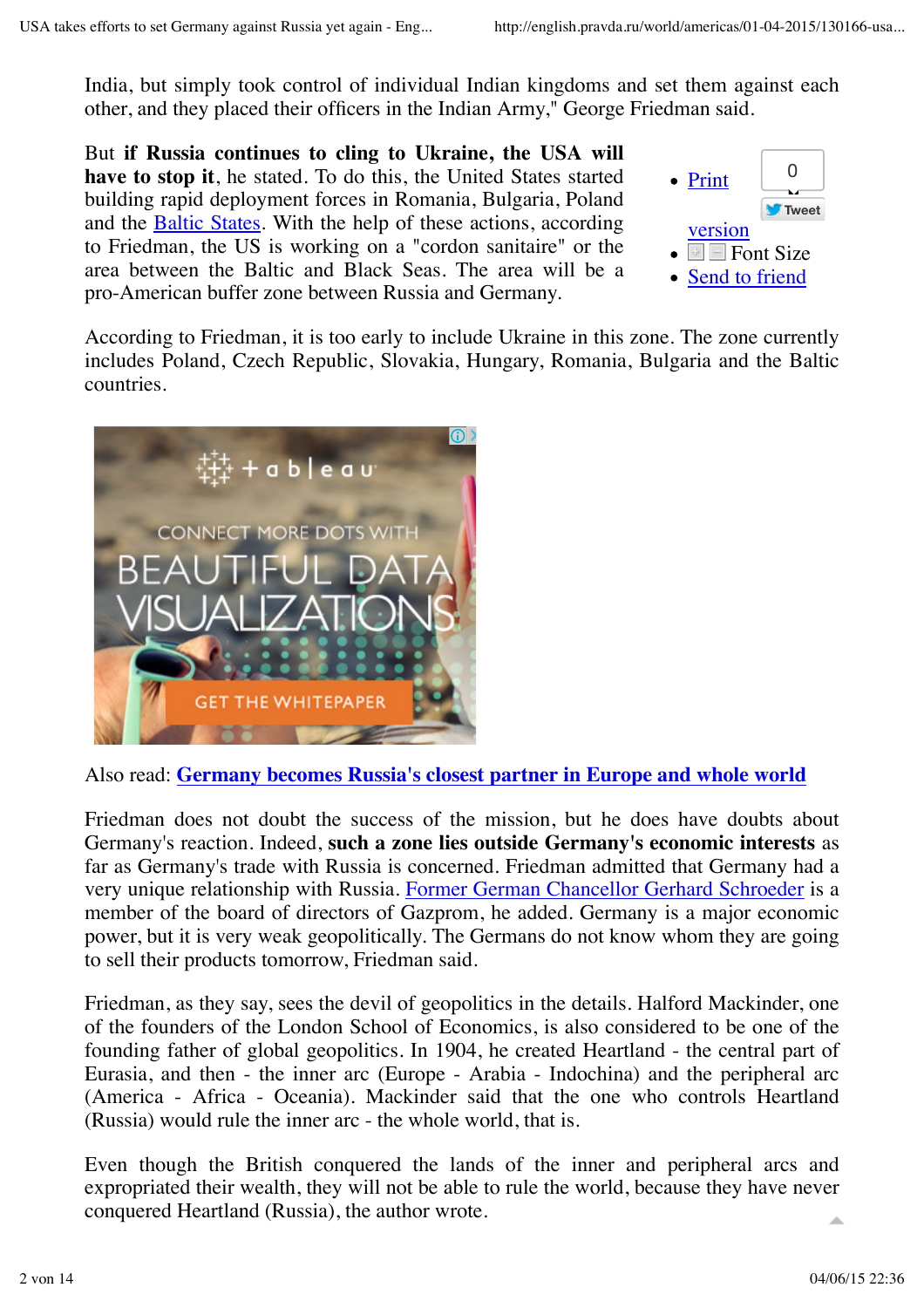India, but simply took control of individual Indian kingdoms and set them against each other, and they placed their officers in the Indian Army," George Friedman said.

But **if Russia continues to cling to Ukraine, the USA will have to stop it**, he stated. To do this, the United States started building rapid deployment forces in Romania, Bulgaria, Poland and the Baltic States. With the help of these actions, according to Friedman, the US is working on a "cordon sanitaire" or the area between the Baltic and Black Seas. The area will be a pro-American buffer zone between Russia and Germany.

- Print version
- Font Size
- Send to friend

According to Friedman, it is too early to include Ukraine in this zone. The zone currently includes Poland, Czech Republic, Slovakia, Hungary, Romania, Bulgaria and the Baltic countries.

Also read: **Germany becomes Russia's closest partner in Europe and whole world**

Friedman does not doubt the success of the mission, but he does have doubts about Germany's reaction. Indeed, **such a zone lies outside Germany's economic interests** as far as Germany's trade with Russia is concerned. Friedman admitted that Germany had a very unique relationship with Russia. Former German Chancellor Gerhard Schroeder is a member of the board of directors of Gazprom, he added. Germany is a major economic power, but it is very weak geopolitically. The Germans do not know whom they are going to sell their products tomorrow, Friedman said.

Friedman, as they say, sees the devil of geopolitics in the details. Halford Mackinder, one of the founders of the London School of Economics, is also considered to be one of the founding father of global geopolitics. In 1904, he created Heartland - the central part of Eurasia, and then - the inner arc (Europe - Arabia - Indochina) and the peripheral arc (America - Africa - Oceania). Mackinder said that the one who controls Heartland (Russia) would rule the inner arc - the whole world, that is.

Even though the British conquered the lands of the inner and peripheral arcs and expropriated their wealth, they will not be able to rule the world, because they have never conquered Heartland (Russia), the author wrote.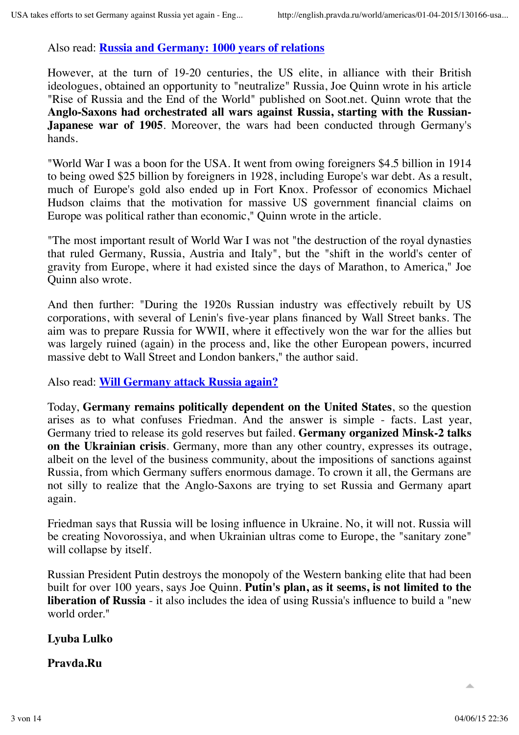Also read: **Russia and Germany: 1000 years of relations**

However, at the turn of 19-20 centuries, the US elite, in alliance with their British ideologues, obtained an opportunity to "neutralize" Russia, Joe Quinn wrote in his article "Rise of Russia and the End of the World" published on Soot.net. Quinn wrote that the **Anglo-Saxons had orchestrated all wars against Russia, starting with the Russian-Japanese war of 1905**. Moreover, the wars had been conducted through Germany's hands.

"World War I was a boon for the USA. It went from owing foreigners $4.5 billion in 1914 to being owed $25 billion by foreigners in 1928, including Europe's war debt. As a result, much of Europe's gold also ended up in Fort Knox. Professor of economics Michael Hudson claims that the motivation for massive US government financial claims on Europe was political rather than economic," Quinn wrote in the article.

"The most important result of World War I was not "the destruction of the royal dynasties that ruled Germany, Russia, Austria and Italy", but the "shift in the world's center of gravity from Europe, where it had existed since the days of Marathon, to America," Joe Quinn also wrote.

And then further: "During the 1920s Russian industry was effectively rebuilt by US corporations, with several of Lenin's five-year plans financed by Wall Street banks. The aim was to prepare Russia for WWII, where it effectively won the war for the allies but was largely ruined (again) in the process and, like the other European powers, incurred massive debt to Wall Street and London bankers," the author said.

Also read: **Will Germany attack Russia again?**

Today, **Germany remains politically dependent on the United States**, so the question arises as to what confuses Friedman. And the answer is simple - facts. Last year, Germany tried to release its gold reserves but failed. **Germany organized Minsk-2 talks on the Ukrainian crisis**. Germany, more than any other country, expresses its outrage, albeit on the level of the business community, about the impositions of sanctions against Russia, from which Germany suffers enormous damage. To crown it all, the Germans are not silly to realize that the Anglo-Saxons are trying to set Russia and Germany apart again.

Friedman says that Russia will be losing influence in Ukraine. No, it will not. Russia will be creating Novorossiya, and when Ukrainian ultras come to Europe, the "sanitary zone" will collapse by itself.

Russian President Putin destroys the monopoly of the Western banking elite that had been built for over 100 years, says Joe Quinn. **Putin's plan, as it seems, is not limited to the liberation of Russia** - it also includes the idea of using Russia's influence to build a "new world order."

**Lyuba Lulko**

**Pravda.Ru**